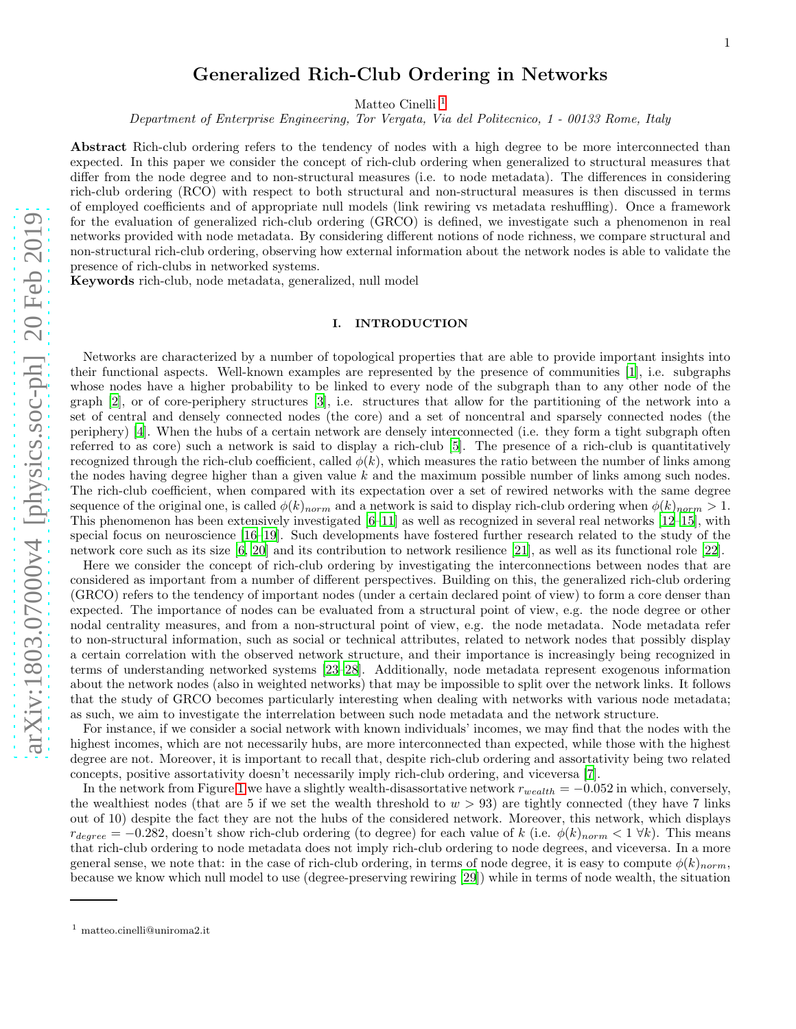# Generalized Rich-Club Ordering in Networks

Matteo Cinelli [1]

*Department of Enterprise Engineering, Tor Vergata, Via del Politecnico, 1 - 00133 Rome, Italy*

**Abstract** Rich-club ordering refers to the tendency of nodes with a high degree to be more interconnected than expected. In this paper we consider the concept of rich-club ordering when generalized to structural measures that differ from the node degree and to non-structural measures (i.e. to node metadata). The differences in considering rich-club ordering (RCO) with respect to both structural and non-structural measures is then discussed in terms of employed coefficients and of appropriate null models (link rewiring vs metadata reshuffling). Once a framework for the evaluation of generalized rich-club ordering (GRCO) is defined, we investigate such a phenomenon in real networks provided with node metadata. By considering different notions of node richness, we compare structural and non-structural rich-club ordering, observing how external information about the network nodes is able to validate the presence of rich-clubs in networked systems.

**Keywords** rich-club, node metadata, generalized, null model

## I. INTRODUCTION

Networks are characterized by a number of topological properties that are able to provide important insights into their functional aspects. Well-known examples are represented by the presence of communities [1], i.e. subgraphs whose nodes have a higher probability to be linked to every node of the subgraph than to any other node of the graph [2], or of core-periphery structures [3], i.e. structures that allow for the partitioning of the network into a set of central and densely connected nodes (the core) and a set of noncentral and sparsely connected nodes (the periphery) [4]. When the hubs of a certain network are densely interconnected (i.e. they form a tight subgraph often referred to as core) such a network is said to display a rich-club [5]. The presence of a rich-club is quantitatively recognized through the rich-club coefficient, called $\phi(k)$, which measures the ratio between the number of links among the nodes having degree higher than a given value $k$ and the maximum possible number of links among such nodes. The rich-club coefficient, when compared with its expectation over a set of rewired networks with the same degree sequence of the original one, is called $\phi(k)_{norm}$ and a network is said to display rich-club ordering when $\phi(k)_{norm} > 1$. This phenomenon has been extensively investigated [6–11] as well as recognized in several real networks [12–15], with special focus on neuroscience [16–19]. Such developments have fostered further research related to the study of the network core such as its size [6, 20] and its contribution to network resilience [21], as well as its functional role [22].

Here we consider the concept of rich-club ordering by investigating the interconnections between nodes that are considered as important from a number of different perspectives. Building on this, the generalized rich-club ordering (GRCO) refers to the tendency of important nodes (under a certain declared point of view) to form a core denser than expected. The importance of nodes can be evaluated from a structural point of view, e.g. the node degree or other nodal centrality measures, and from a non-structural point of view, e.g. the node metadata. Node metadata refer to non-structural information, such as social or technical attributes, related to network nodes that possibly display a certain correlation with the observed network structure, and their importance is increasingly being recognized in terms of understanding networked systems [23–28]. Additionally, node metadata represent exogenous information about the network nodes (also in weighted networks) that may be impossible to split over the network links. It follows that the study of GRCO becomes particularly interesting when dealing with networks with various node metadata; as such, we aim to investigate the interrelation between such node metadata and the network structure.

For instance, if we consider a social network with known individuals' incomes, we may find that the nodes with the highest incomes, which are not necessarily hubs, are more interconnected than expected, while those with the highest degree are not. Moreover, it is important to recall that, despite rich-club ordering and assortativity being two related concepts, positive assortativity doesn't necessarily imply rich-club ordering, and viceversa [7].

In the network from Figure 1 we have a slightly wealth-disassortative network $r_{wealth} = -0.052$ in which, conversely, the wealthiest nodes (that are 5 if we set the wealth threshold to $w > 93$) are tightly connected (they have 7 links out of 10) despite the fact they are not the hubs of the considered network. Moreover, this network, which displays $r_{degree} = -0.282$, doesn't show rich-club ordering (to degree) for each value of $k$ (i.e. $\phi(k)_{norm} < 1 \; \forall k$). This means that rich-club ordering to node metadata does not imply rich-club ordering to node degrees, and viceversa. In a more general sense, we note that: in the case of rich-club ordering, in terms of node degree, it is easy to compute $\phi(k)_{norm}$, because we know which null model to use (degree-preserving rewiring [29]) while in terms of node wealth, the situation

[1] matteo.cinelli@uniroma2.it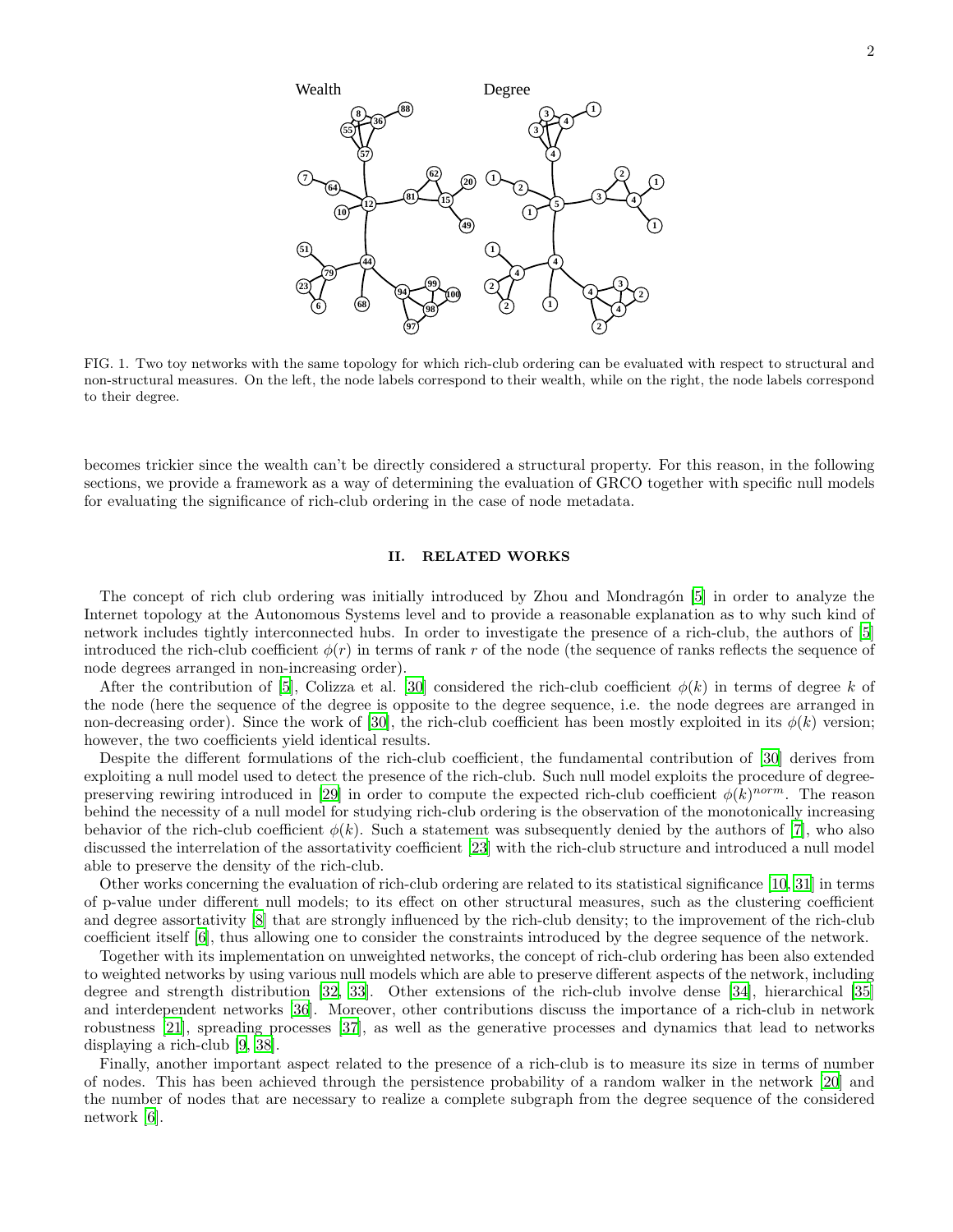FIG. 1. Two toy networks with the same topology for which rich-club ordering can be evaluated with respect to structural and non-structural measures. On the left, the node labels correspond to their wealth, while on the right, the node labels correspond to their degree.

becomes trickier since the wealth can't be directly considered a structural property. For this reason, in the following sections, we provide a framework as a way of determining the evaluation of GRCO together with specific null models for evaluating the significance of rich-club ordering in the case of node metadata.

## II. RELATED WORKS

The concept of rich club ordering was initially introduced by Zhou and Mondragón [5] in order to analyze the Internet topology at the Autonomous Systems level and to provide a reasonable explanation as to why such kind of network includes tightly interconnected hubs. In order to investigate the presence of a rich-club, the authors of [5] introduced the rich-club coefficient $\phi(r)$ in terms of rank $r$ of the node (the sequence of ranks reflects the sequence of node degrees arranged in non-increasing order).

After the contribution of [5], Colizza et al. [30] considered the rich-club coefficient $\phi(k)$ in terms of degree $k$ of the node (here the sequence of the degree is opposite to the degree sequence, i.e. the node degrees are arranged in non-decreasing order). Since the work of [30], the rich-club coefficient has been mostly exploited in its $\phi(k)$ version; however, the two coefficients yield identical results.

Despite the different formulations of the rich-club coefficient, the fundamental contribution of [30] derives from exploiting a null model used to detect the presence of the rich-club. Such null model exploits the procedure of degree-preserving rewiring introduced in [29] in order to compute the expected rich-club coefficient $\phi(k)^{norm}$. The reason behind the necessity of a null model for studying rich-club ordering is the observation of the monotonically increasing behavior of the rich-club coefficient $\phi(k)$. Such a statement was subsequently denied by the authors of [7], who also discussed the interrelation of the assortativity coefficient [23] with the rich-club structure and introduced a null model able to preserve the density of the rich-club.

Other works concerning the evaluation of rich-club ordering are related to its statistical significance [10, 31] in terms of p-value under different null models; to its effect on other structural measures, such as the clustering coefficient and degree assortativity [8] that are strongly influenced by the rich-club density; to the improvement of the rich-club coefficient itself [6], thus allowing one to consider the constraints introduced by the degree sequence of the network.

Together with its implementation on unweighted networks, the concept of rich-club ordering has been also extended to weighted networks by using various null models which are able to preserve different aspects of the network, including degree and strength distribution [32, 33]. Other extensions of the rich-club involve dense [34], hierarchical [35] and interdependent networks [36]. Moreover, other contributions discuss the importance of a rich-club in network robustness [21], spreading processes [37], as well as the generative processes and dynamics that lead to networks displaying a rich-club [9, 38].

Finally, another important aspect related to the presence of a rich-club is to measure its size in terms of number of nodes. This has been achieved through the persistence probability of a random walker in the network [20] and the number of nodes that are necessary to realize a complete subgraph from the degree sequence of the considered network [6].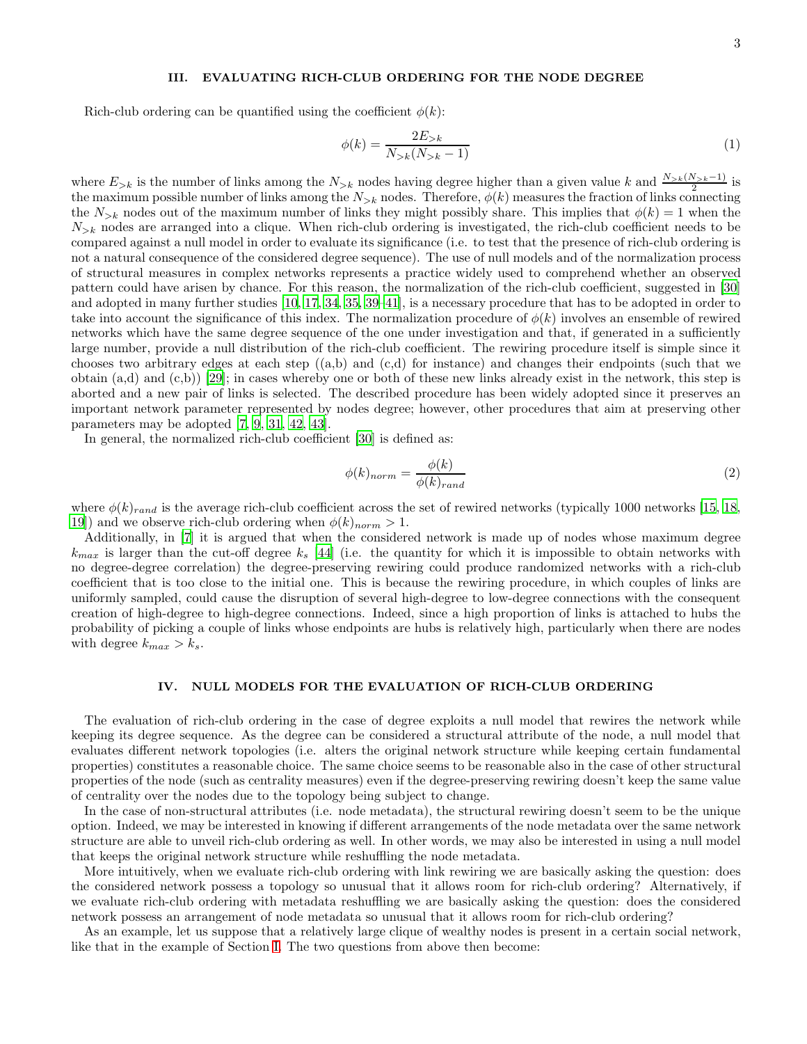## III. EVALUATING RICH-CLUB ORDERING FOR THE NODE DEGREE

Rich-club ordering can be quantified using the coefficient $\phi(k)$:

$$\phi(k) = \frac{2E_{>k}}{N_{>k}(N_{>k}-1)} \tag{1}$$

where $E_{>k}$ is the number of links among the $N_{>k}$ nodes having degree higher than a given value $k$ and $\frac{N_{>k}(N_{>k}-1)}{2}$ is the maximum possible number of links among the $N_{>k}$ nodes. Therefore, $\phi(k)$ measures the fraction of links connecting the $N_{>k}$ nodes out of the maximum number of links they might possibly share. This implies that $\phi(k) = 1$ when the $N_{>k}$ nodes are arranged into a clique. When rich-club ordering is investigated, the rich-club coefficient needs to be compared against a null model in order to evaluate its significance (i.e. to test that the presence of rich-club ordering is not a natural consequence of the considered degree sequence). The use of null models and of the normalization process of structural measures in complex networks represents a practice widely used to comprehend whether an observed pattern could have arisen by chance. For this reason, the normalization of the rich-club coefficient, suggested in [30] and adopted in many further studies [10, 17, 34, 35, 39–41], is a necessary procedure that has to be adopted in order to take into account the significance of this index. The normalization procedure of $\phi(k)$ involves an ensemble of rewired networks which have the same degree sequence of the one under investigation and that, if generated in a sufficiently large number, provide a null distribution of the rich-club coefficient. The rewiring procedure itself is simple since it chooses two arbitrary edges at each step ((a,b) and (c,d) for instance) and changes their endpoints (such that we obtain (a,d) and (c,b)) [29]; in cases whereby one or both of these new links already exist in the network, this step is aborted and a new pair of links is selected. The described procedure has been widely adopted since it preserves an important network parameter represented by nodes degree; however, other procedures that aim at preserving other parameters may be adopted [7, 9, 31, 42, 43].

In general, the normalized rich-club coefficient [30] is defined as:

$$\phi(k)_{norm} = \frac{\phi(k)}{\phi(k)_{rand}} \tag{2}$$

where $\phi(k)_{rand}$ is the average rich-club coefficient across the set of rewired networks (typically 1000 networks [15, 18, 19]) and we observe rich-club ordering when $\phi(k)_{norm} > 1$.

Additionally, in [7] it is argued that when the considered network is made up of nodes whose maximum degree $k_{max}$ is larger than the cut-off degree $k_s$ [44] (i.e. the quantity for which it is impossible to obtain networks with no degree-degree correlation) the degree-preserving rewiring could produce randomized networks with a rich-club coefficient that is too close to the initial one. This is because the rewiring procedure, in which couples of links are uniformly sampled, could cause the disruption of several high-degree to low-degree connections with the consequent creation of high-degree to high-degree connections. Indeed, since a high proportion of links is attached to hubs the probability of picking a couple of links whose endpoints are hubs is relatively high, particularly when there are nodes with degree $k_{max} > k_s$.

## IV. NULL MODELS FOR THE EVALUATION OF RICH-CLUB ORDERING

The evaluation of rich-club ordering in the case of degree exploits a null model that rewires the network while keeping its degree sequence. As the degree can be considered a structural attribute of the node, a null model that evaluates different network topologies (i.e. alters the original network structure while keeping certain fundamental properties) constitutes a reasonable choice. The same choice seems to be reasonable also in the case of other structural properties of the node (such as centrality measures) even if the degree-preserving rewiring doesn't keep the same value of centrality over the nodes due to the topology being subject to change.

In the case of non-structural attributes (i.e. node metadata), the structural rewiring doesn't seem to be the unique option. Indeed, we may be interested in knowing if different arrangements of the node metadata over the same network structure are able to unveil rich-club ordering as well. In other words, we may also be interested in using a null model that keeps the original network structure while reshuffling the node metadata.

More intuitively, when we evaluate rich-club ordering with link rewiring we are basically asking the question: does the considered network possess a topology so unusual that it allows room for rich-club ordering? Alternatively, if we evaluate rich-club ordering with metadata reshuffling we are basically asking the question: does the considered network possess an arrangement of node metadata so unusual that it allows room for rich-club ordering?

As an example, let us suppose that a relatively large clique of wealthy nodes is present in a certain social network, like that in the example of Section I. The two questions from above then become: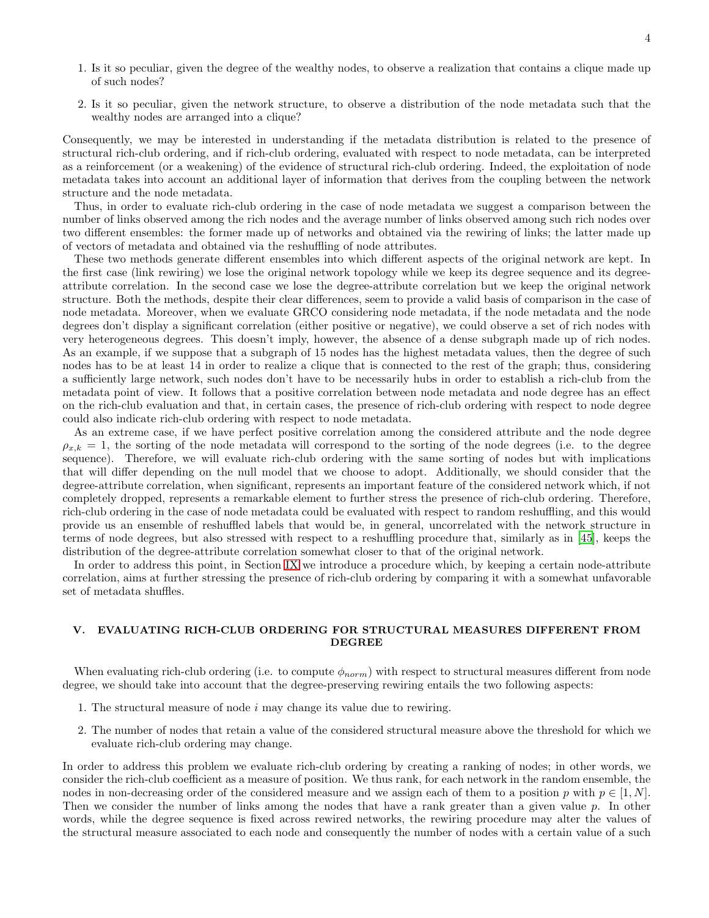1. Is it so peculiar, given the degree of the wealthy nodes, to observe a realization that contains a clique made up of such nodes?
2. Is it so peculiar, given the network structure, to observe a distribution of the node metadata such that the wealthy nodes are arranged into a clique?

Consequently, we may be interested in understanding if the metadata distribution is related to the presence of structural rich-club ordering, and if rich-club ordering, evaluated with respect to node metadata, can be interpreted as a reinforcement (or a weakening) of the evidence of structural rich-club ordering. Indeed, the exploitation of node metadata takes into account an additional layer of information that derives from the coupling between the network structure and the node metadata.

Thus, in order to evaluate rich-club ordering in the case of node metadata we suggest a comparison between the number of links observed among the rich nodes and the average number of links observed among such rich nodes over two different ensembles: the former made up of networks and obtained via the rewiring of links; the latter made up of vectors of metadata and obtained via the reshuffling of node attributes.

These two methods generate different ensembles into which different aspects of the original network are kept. In the first case (link rewiring) we lose the original network topology while we keep its degree sequence and its degree-attribute correlation. In the second case we lose the degree-attribute correlation but we keep the original network structure. Both the methods, despite their clear differences, seem to provide a valid basis of comparison in the case of node metadata. Moreover, when we evaluate GRCO considering node metadata, if the node metadata and the node degrees don't display a significant correlation (either positive or negative), we could observe a set of rich nodes with very heterogeneous degrees. This doesn't imply, however, the absence of a dense subgraph made up of rich nodes. As an example, if we suppose that a subgraph of 15 nodes has the highest metadata values, then the degree of such nodes has to be at least 14 in order to realize a clique that is connected to the rest of the graph; thus, considering a sufficiently large network, such nodes don't have to be necessarily hubs in order to establish a rich-club from the metadata point of view. It follows that a positive correlation between node metadata and node degree has an effect on the rich-club evaluation and that, in certain cases, the presence of rich-club ordering with respect to node degree could also indicate rich-club ordering with respect to node metadata.

As an extreme case, if we have perfect positive correlation among the considered attribute and the node degree $\rho_{x,k} = 1$, the sorting of the node metadata will correspond to the sorting of the node degrees (i.e. to the degree sequence). Therefore, we will evaluate rich-club ordering with the same sorting of nodes but with implications that will differ depending on the null model that we choose to adopt. Additionally, we should consider that the degree-attribute correlation, when significant, represents an important feature of the considered network which, if not completely dropped, represents a remarkable element to further stress the presence of rich-club ordering. Therefore, rich-club ordering in the case of node metadata could be evaluated with respect to random reshuffling, and this would provide us an ensemble of reshuffled labels that would be, in general, uncorrelated with the network structure in terms of node degrees, but also stressed with respect to a reshuffling procedure that, similarly as in [45], keeps the distribution of the degree-attribute correlation somewhat closer to that of the original network.

In order to address this point, in Section IX we introduce a procedure which, by keeping a certain node-attribute correlation, aims at further stressing the presence of rich-club ordering by comparing it with a somewhat unfavorable set of metadata shuffles.

## V. EVALUATING RICH-CLUB ORDERING FOR STRUCTURAL MEASURES DIFFERENT FROM DEGREE

When evaluating rich-club ordering (i.e. to compute $\phi_{norm}$) with respect to structural measures different from node degree, we should take into account that the degree-preserving rewiring entails the two following aspects:

1. The structural measure of node $i$ may change its value due to rewiring.
2. The number of nodes that retain a value of the considered structural measure above the threshold for which we evaluate rich-club ordering may change.

In order to address this problem we evaluate rich-club ordering by creating a ranking of nodes; in other words, we consider the rich-club coefficient as a measure of position. We thus rank, for each network in the random ensemble, the nodes in non-decreasing order of the considered measure and we assign each of them to a position $p$ with $p \in [1, N]$. Then we consider the number of links among the nodes that have a rank greater than a given value $p$. In other words, while the degree sequence is fixed across rewired networks, the rewiring procedure may alter the values of the structural measure associated to each node and consequently the number of nodes with a certain value of a such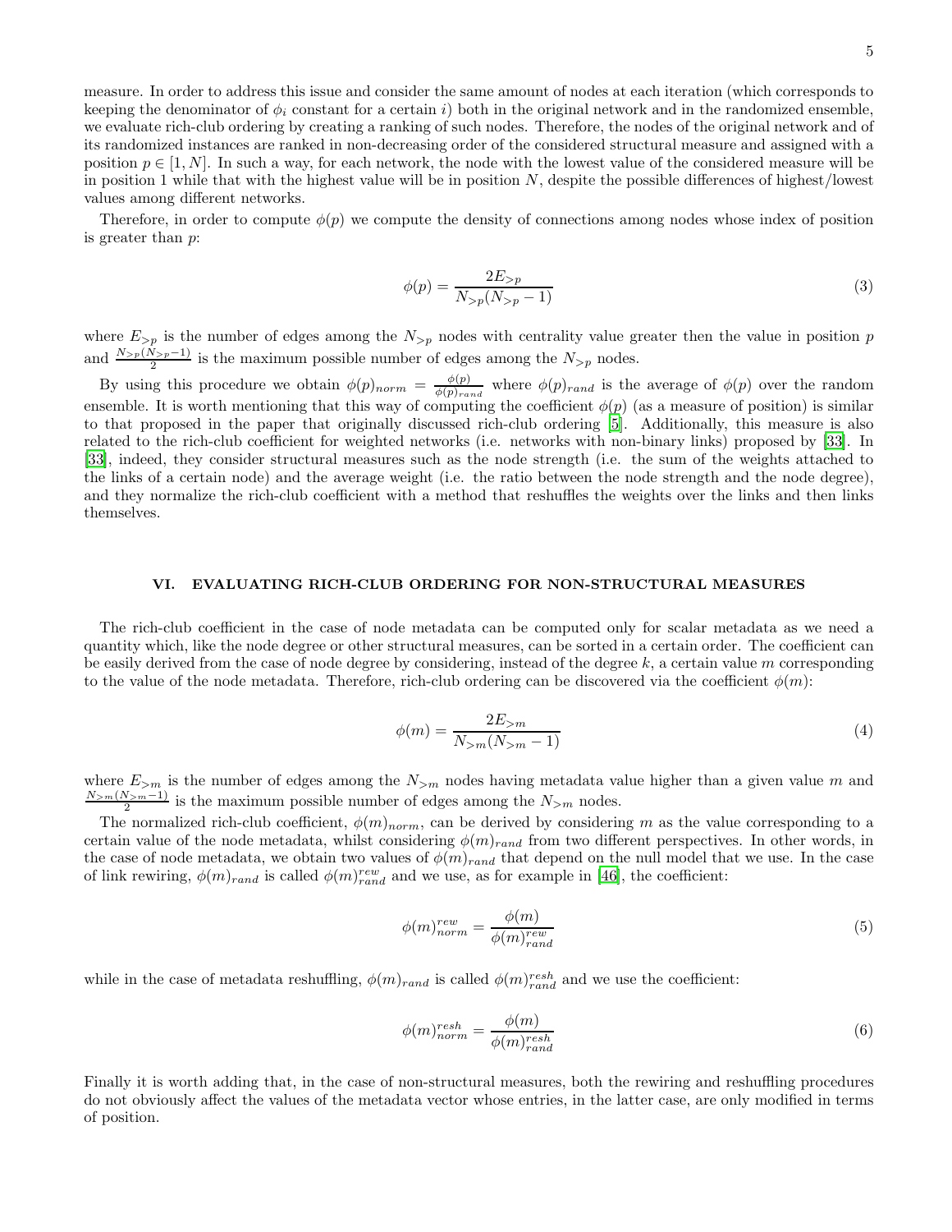measure. In order to address this issue and consider the same amount of nodes at each iteration (which corresponds to keeping the denominator of $\phi_i$ constant for a certain $i$) both in the original network and in the randomized ensemble, we evaluate rich-club ordering by creating a ranking of such nodes. Therefore, the nodes of the original network and of its randomized instances are ranked in non-decreasing order of the considered structural measure and assigned with a position $p \in [1, N]$. In such a way, for each network, the node with the lowest value of the considered measure will be in position 1 while that with the highest value will be in position $N$, despite the possible differences of highest/lowest values among different networks.

Therefore, in order to compute $\phi(p)$ we compute the density of connections among nodes whose index of position is greater than $p$:

$$\phi(p) = \frac{2E_{>p}}{N_{>p}(N_{>p} - 1)} \tag{3}$$

where $E_{>p}$ is the number of edges among the $N_{>p}$ nodes with centrality value greater then the value in position $p$ and $\frac{N_{>p}(N_{>p}-1)}{2}$ is the maximum possible number of edges among the $N_{>p}$ nodes.

By using this procedure we obtain $\phi(p)_{norm} = \frac{\phi(p)}{\phi(p)_{rand}}$ where $\phi(p)_{rand}$ is the average of $\phi(p)$ over the random ensemble. It is worth mentioning that this way of computing the coefficient $\phi(p)$ (as a measure of position) is similar to that proposed in the paper that originally discussed rich-club ordering [5]. Additionally, this measure is also related to the rich-club coefficient for weighted networks (i.e. networks with non-binary links) proposed by [33]. In [33], indeed, they consider structural measures such as the node strength (i.e. the sum of the weights attached to the links of a certain node) and the average weight (i.e. the ratio between the node strength and the node degree), and they normalize the rich-club coefficient with a method that reshuffles the weights over the links and then links themselves.

## VI. EVALUATING RICH-CLUB ORDERING FOR NON-STRUCTURAL MEASURES

The rich-club coefficient in the case of node metadata can be computed only for scalar metadata as we need a quantity which, like the node degree or other structural measures, can be sorted in a certain order. The coefficient can be easily derived from the case of node degree by considering, instead of the degree $k$, a certain value $m$ corresponding to the value of the node metadata. Therefore, rich-club ordering can be discovered via the coefficient $\phi(m)$:

$$\phi(m) = \frac{2E_{>m}}{N_{>m}(N_{>m} - 1)} \tag{4}$$

where $E_{>m}$ is the number of edges among the $N_{>m}$ nodes having metadata value higher than a given value $m$ and $\frac{N_{>m}(N_{>m}-1)}{2}$ is the maximum possible number of edges among the $N_{>m}$ nodes.

The normalized rich-club coefficient, $\phi(m)_{norm}$, can be derived by considering $m$ as the value corresponding to a certain value of the node metadata, whilst considering $\phi(m)_{rand}$ from two different perspectives. In other words, in the case of node metadata, we obtain two values of $\phi(m)_{rand}$ that depend on the null model that we use. In the case of link rewiring, $\phi(m)_{rand}$ is called $\phi(m)^{rew}_{rand}$ and we use, as for example in [46], the coefficient:

$$\phi(m)^{rew}_{norm} = \frac{\phi(m)}{\phi(m)^{rew}_{rand}} \tag{5}$$

while in the case of metadata reshuffling, $\phi(m)_{rand}$ is called $\phi(m)^{resh}_{rand}$ and we use the coefficient:

$$\phi(m)^{resh}_{norm} = \frac{\phi(m)}{\phi(m)^{resh}_{rand}} \tag{6}$$

Finally it is worth adding that, in the case of non-structural measures, both the rewiring and reshuffling procedures do not obviously affect the values of the metadata vector whose entries, in the latter case, are only modified in terms of position.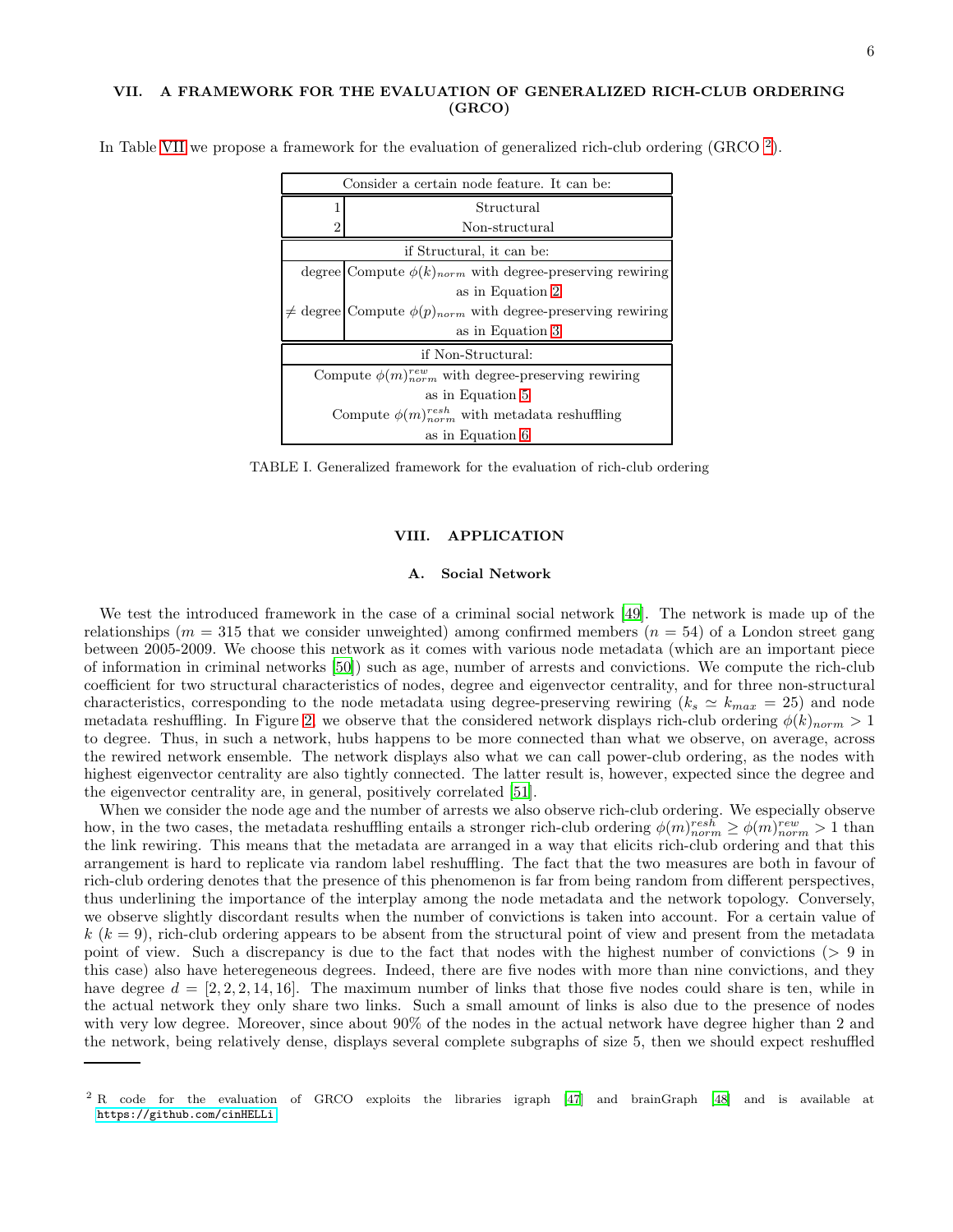## VII. A FRAMEWORK FOR THE EVALUATION OF GENERALIZED RICH-CLUB ORDERING (GRCO)

In Table VII we propose a framework for the evaluation of generalized rich-club ordering (GRCO [2]).

| Consider a certain node feature. It can be: | |
|---|---|
| 1 | Structural |
| 2 | Non-structural |
| if Structural, it can be: | |
| degree | Compute $\phi(k)_{norm}$ with degree-preserving rewiring as in Equation 2 |
| $\neq$ degree | Compute $\phi(p)_{norm}$ with degree-preserving rewiring as in Equation 3 |
| if Non-Structural: | |
| Compute $\phi(m)^{rew}_{norm}$ with degree-preserving rewiring as in Equation 5 | |
| Compute $\phi(m)^{resh}_{norm}$ with metadata reshuffling as in Equation 6 | |

TABLE I. Generalized framework for the evaluation of rich-club ordering

## VIII. APPLICATION

### A. Social Network

We test the introduced framework in the case of a criminal social network [49]. The network is made up of the relationships ($m = 315$ that we consider unweighted) among confirmed members ($n = 54$) of a London street gang between 2005-2009. We choose this network as it comes with various node metadata (which are an important piece of information in criminal networks [50]) such as age, number of arrests and convictions. We compute the rich-club coefficient for two structural characteristics of nodes, degree and eigenvector centrality, and for three non-structural characteristics, corresponding to the node metadata using degree-preserving rewiring ($k_s \simeq k_{max} = 25$) and node metadata reshuffling. In Figure 2, we observe that the considered network displays rich-club ordering $\phi(k)_{norm} > 1$ to degree. Thus, in such a network, hubs happens to be more connected than what we observe, on average, across the rewired network ensemble. The network displays also what we can call power-club ordering, as the nodes with highest eigenvector centrality are also tightly connected. The latter result is, however, expected since the degree and the eigenvector centrality are, in general, positively correlated [51].

When we consider the node age and the number of arrests we also observe rich-club ordering. We especially observe how, in the two cases, the metadata reshuffling entails a stronger rich-club ordering $\phi(m)^{resh}_{norm} \geq \phi(m)^{rew}_{norm} > 1$ than the link rewiring. This means that the metadata are arranged in a way that elicits rich-club ordering and that this arrangement is hard to replicate via random label reshuffling. The fact that the two measures are both in favour of rich-club ordering denotes that the presence of this phenomenon is far from being random from different perspectives, thus underlining the importance of the interplay among the node metadata and the network topology. Conversely, we observe slightly discordant results when the number of convictions is taken into account. For a certain value of $k$ ($k = 9$), rich-club ordering appears to be absent from the structural point of view and present from the metadata point of view. Such a discrepancy is due to the fact that nodes with the highest number of convictions ($> 9$ in this case) also have heteregeneous degrees. Indeed, there are five nodes with more than nine convictions, and they have degree $d = [2, 2, 2, 14, 16]$. The maximum number of links that those five nodes could share is ten, while in the actual network they only share two links. Such a small amount of links is also due to the presence of nodes with very low degree. Moreover, since about 90% of the nodes in the actual network have degree higher than 2 and the network, being relatively dense, displays several complete subgraphs of size 5, then we should expect reshuffled

[2] R code for the evaluation of GRCO exploits the libraries igraph [47] and brainGraph [48] and is available at https://github.com/cinHELLi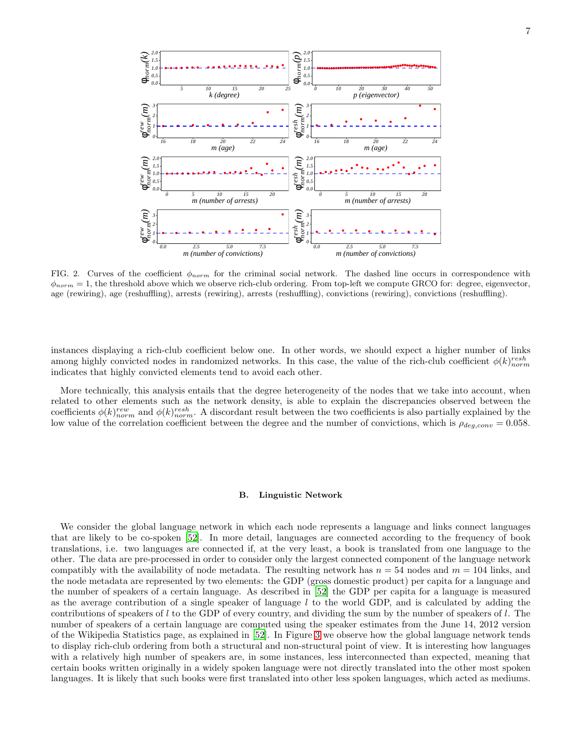FIG. 2. Curves of the coefficient $\phi_{norm}$ for the criminal social network. The dashed line occurs in correspondence with $\phi_{norm} = 1$, the threshold above which we observe rich-club ordering. From top-left we compute GRCO for: degree, eigenvector, age (rewiring), age (reshuffling), arrests (rewiring), arrests (reshuffling), convictions (rewiring), convictions (reshuffling).

instances displaying a rich-club coefficient below one. In other words, we should expect a higher number of links among highly convicted nodes in randomized networks. In this case, the value of the rich-club coefficient $\phi(k)^{resh}_{norm}$ indicates that highly convicted elements tend to avoid each other.

More technically, this analysis entails that the degree heterogeneity of the nodes that we take into account, when related to other elements such as the network density, is able to explain the discrepancies observed between the coefficients $\phi(k)^{rew}_{norm}$ and $\phi(k)^{resh}_{norm}$. A discordant result between the two coefficients is also partially explained by the low value of the correlation coefficient between the degree and the number of convictions, which is $\rho_{deg,conv} = 0.058$.

### B. Linguistic Network

We consider the global language network in which each node represents a language and links connect languages that are likely to be co-spoken [52]. In more detail, languages are connected according to the frequency of book translations, i.e. two languages are connected if, at the very least, a book is translated from one language to the other. The data are pre-processed in order to consider only the largest connected component of the language network compatibly with the availability of node metadata. The resulting network has $n = 54$ nodes and $m = 104$ links, and the node metadata are represented by two elements: the GDP (gross domestic product) per capita for a language and the number of speakers of a certain language. As described in [52] the GDP per capita for a language is measured as the average contribution of a single speaker of language $l$ to the world GDP, and is calculated by adding the contributions of speakers of $l$ to the GDP of every country, and dividing the sum by the number of speakers of $l$. The number of speakers of a certain language are computed using the speaker estimates from the June 14, 2012 version of the Wikipedia Statistics page, as explained in [52]. In Figure 3 we observe how the global language network tends to display rich-club ordering from both a structural and non-structural point of view. It is interesting how languages with a relatively high number of speakers are, in some instances, less interconnected than expected, meaning that certain books written originally in a widely spoken language were not directly translated into the other most spoken languages. It is likely that such books were first translated into other less spoken languages, which acted as mediums.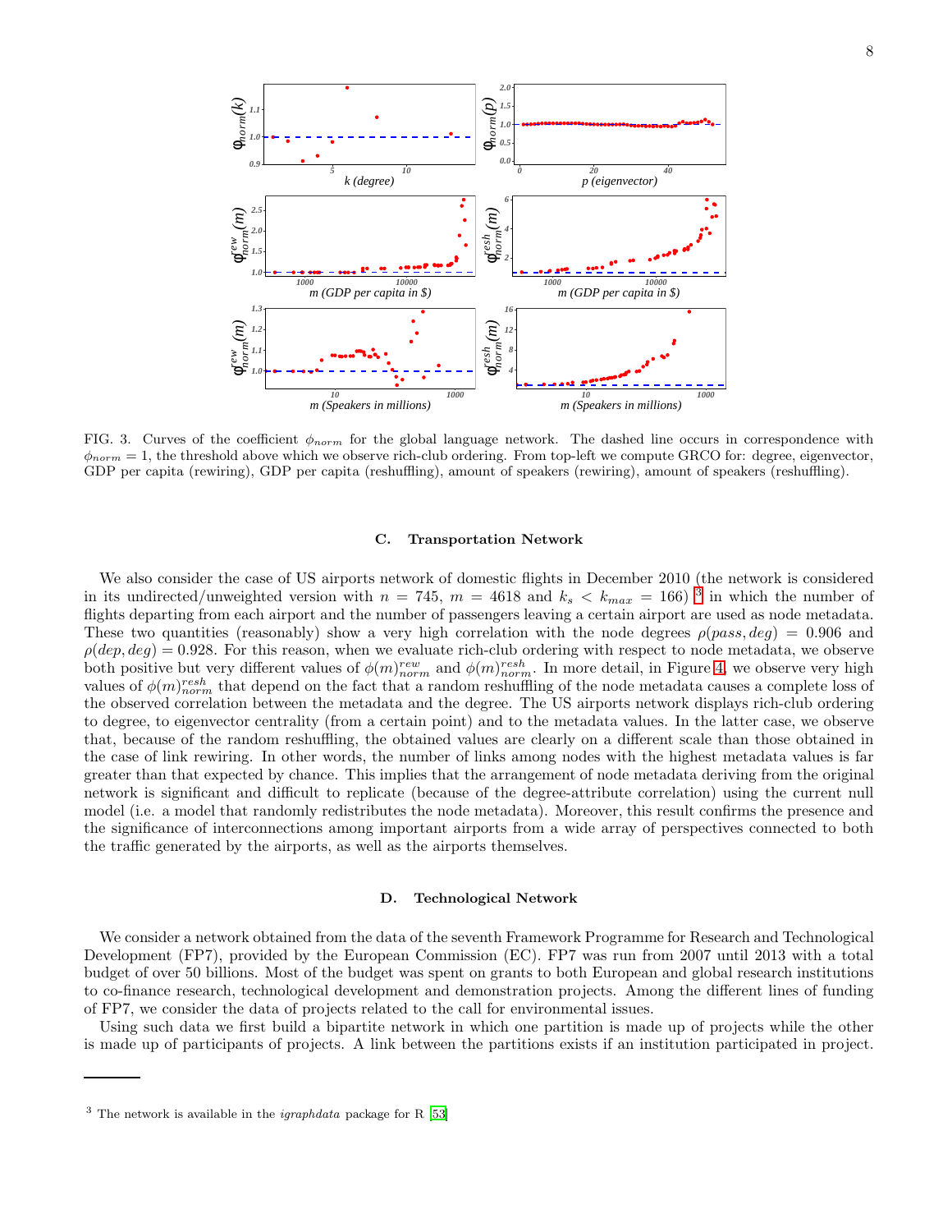FIG. 3. Curves of the coefficient $\phi_{norm}$ for the global language network. The dashed line occurs in correspondence with $\phi_{norm} = 1$, the threshold above which we observe rich-club ordering. From top-left we compute GRCO for: degree, eigenvector, GDP per capita (rewiring), GDP per capita (reshuffling), amount of speakers (rewiring), amount of speakers (reshuffling).

### C. Transportation Network

We also consider the case of US airports network of domestic flights in December 2010 (the network is considered in its undirected/unweighted version with $n = 745$, $m = 4618$ and $k_s < k_{max} = 166$) [3] in which the number of flights departing from each airport and the number of passengers leaving a certain airport are used as node metadata. These two quantities (reasonably) show a very high correlation with the node degrees $\rho(pass, deg) = 0.906$ and $\rho(dep, deg) = 0.928$. For this reason, when we evaluate rich-club ordering with respect to node metadata, we observe both positive but very different values of $\phi(m)^{rew}_{norm}$ and $\phi(m)^{resh}_{norm}$. In more detail, in Figure 4, we observe very high values of $\phi(m)^{resh}_{norm}$ that depend on the fact that a random reshuffling of the node metadata causes a complete loss of the observed correlation between the metadata and the degree. The US airports network displays rich-club ordering to degree, to eigenvector centrality (from a certain point) and to the metadata values. In the latter case, we observe that, because of the random reshuffling, the obtained values are clearly on a different scale than those obtained in the case of link rewiring. In other words, the number of links among nodes with the highest metadata values is far greater than that expected by chance. This implies that the arrangement of node metadata deriving from the original network is significant and difficult to replicate (because of the degree-attribute correlation) using the current null model (i.e. a model that randomly redistributes the node metadata). Moreover, this result confirms the presence and the significance of interconnections among important airports from a wide array of perspectives connected to both the traffic generated by the airports, as well as the airports themselves.

### D. Technological Network

We consider a network obtained from the data of the seventh Framework Programme for Research and Technological Development (FP7), provided by the European Commission (EC). FP7 was run from 2007 until 2013 with a total budget of over 50 billions. Most of the budget was spent on grants to both European and global research institutions to co-finance research, technological development and demonstration projects. Among the different lines of funding of FP7, we consider the data of projects related to the call for environmental issues.

Using such data we first build a bipartite network in which one partition is made up of projects while the other is made up of participants of projects. A link between the partitions exists if an institution participated in project.

---

[3] The network is available in the *igraphdata* package for R [53]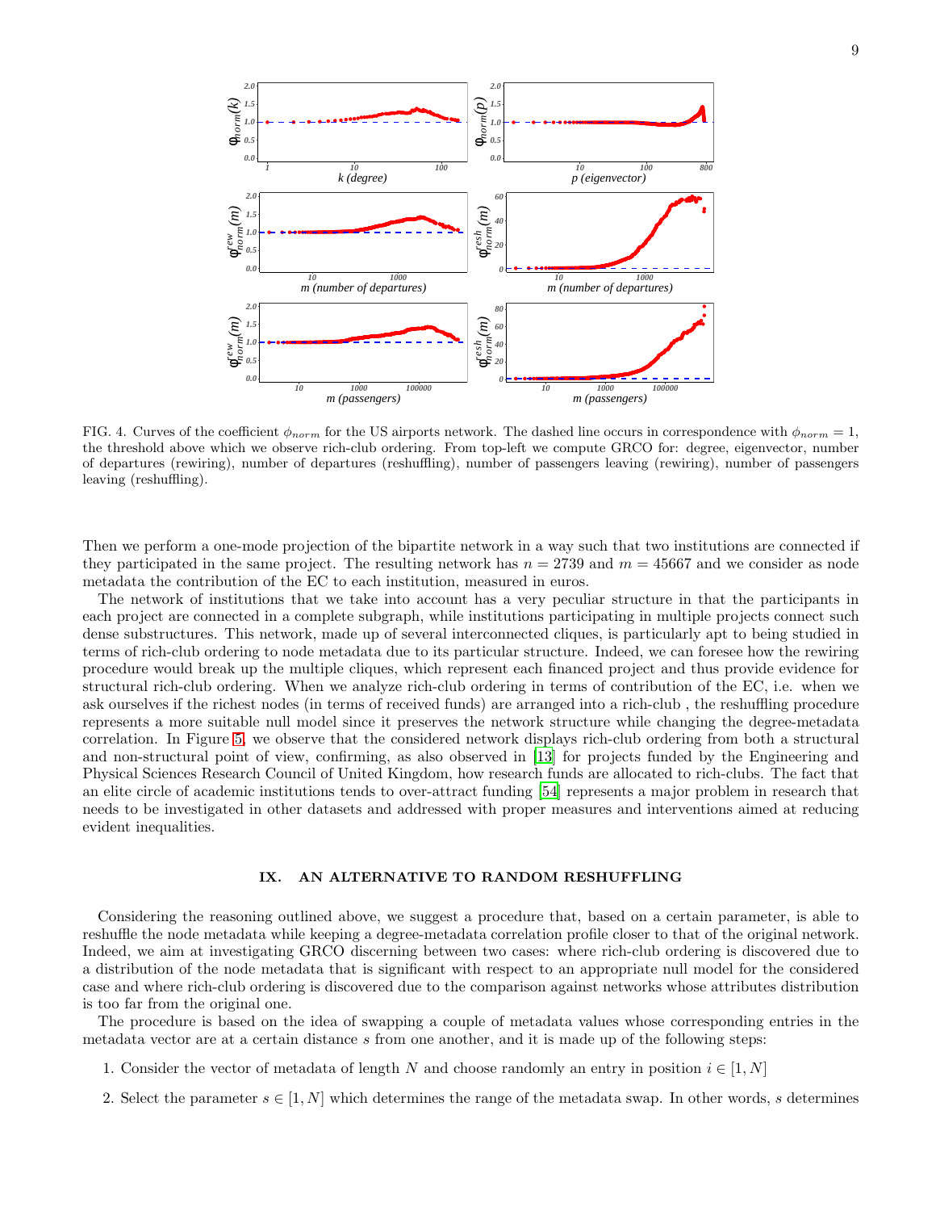FIG. 4. Curves of the coefficient $\phi_{norm}$ for the US airports network. The dashed line occurs in correspondence with $\phi_{norm} = 1$, the threshold above which we observe rich-club ordering. From top-left we compute GRCO for: degree, eigenvector, number of departures (rewiring), number of departures (reshuffling), number of passengers leaving (rewiring), number of passengers leaving (reshuffling).

Then we perform a one-mode projection of the bipartite network in a way such that two institutions are connected if they participated in the same project. The resulting network has $n = 2739$ and $m = 45667$ and we consider as node metadata the contribution of the EC to each institution, measured in euros.

The network of institutions that we take into account has a very peculiar structure in that the participants in each project are connected in a complete subgraph, while institutions participating in multiple projects connect such dense substructures. This network, made up of several interconnected cliques, is particularly apt to being studied in terms of rich-club ordering to node metadata due to its particular structure. Indeed, we can foresee how the rewiring procedure would break up the multiple cliques, which represent each financed project and thus provide evidence for structural rich-club ordering. When we analyze rich-club ordering in terms of contribution of the EC, i.e. when we ask ourselves if the richest nodes (in terms of received funds) are arranged into a rich-club , the reshuffling procedure represents a more suitable null model since it preserves the network structure while changing the degree-metadata correlation. In Figure 5, we observe that the considered network displays rich-club ordering from both a structural and non-structural point of view, confirming, as also observed in [13] for projects funded by the Engineering and Physical Sciences Research Council of United Kingdom, how research funds are allocated to rich-clubs. The fact that an elite circle of academic institutions tends to over-attract funding [54] represents a major problem in research that needs to be investigated in other datasets and addressed with proper measures and interventions aimed at reducing evident inequalities.

## IX. AN ALTERNATIVE TO RANDOM RESHUFFLING

Considering the reasoning outlined above, we suggest a procedure that, based on a certain parameter, is able to reshuffle the node metadata while keeping a degree-metadata correlation profile closer to that of the original network. Indeed, we aim at investigating GRCO discerning between two cases: where rich-club ordering is discovered due to a distribution of the node metadata that is significant with respect to an appropriate null model for the considered case and where rich-club ordering is discovered due to the comparison against networks whose attributes distribution is too far from the original one.

The procedure is based on the idea of swapping a couple of metadata values whose corresponding entries in the metadata vector are at a certain distance $s$ from one another, and it is made up of the following steps:

1. Consider the vector of metadata of length $N$ and choose randomly an entry in position $i \in [1, N]$
2. Select the parameter $s \in [1, N]$ which determines the range of the metadata swap. In other words, $s$ determines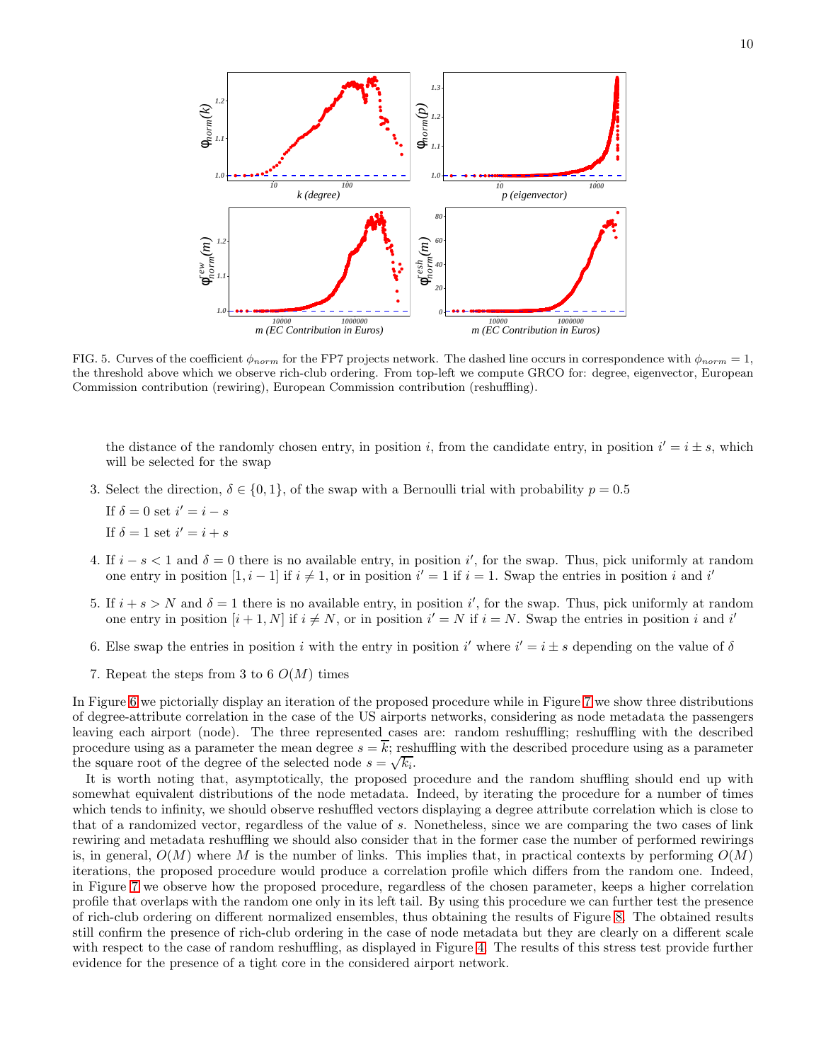FIG. 5. Curves of the coefficient $\phi_{norm}$ for the FP7 projects network. The dashed line occurs in correspondence with $\phi_{norm} = 1$, the threshold above which we observe rich-club ordering. From top-left we compute GRCO for: degree, eigenvector, European Commission contribution (rewiring), European Commission contribution (reshuffling).

the distance of the randomly chosen entry, in position $i$, from the candidate entry, in position $i' = i \pm s$, which will be selected for the swap

3. Select the direction, $\delta \in \{0, 1\}$, of the swap with a Bernoulli trial with probability $p = 0.5$

   If $\delta = 0$ set $i' = i - s$

   If $\delta = 1$ set $i' = i + s$

4. If $i - s < 1$ and $\delta = 0$ there is no available entry, in position $i'$, for the swap. Thus, pick uniformly at random one entry in position $[1, i - 1]$ if $i \neq 1$, or in position $i' = 1$ if $i = 1$. Swap the entries in position $i$ and $i'$

5. If $i + s > N$ and $\delta = 1$ there is no available entry, in position $i'$, for the swap. Thus, pick uniformly at random one entry in position $[i + 1, N]$ if $i \neq N$, or in position $i' = N$ if $i = N$. Swap the entries in position $i$ and $i'$

6. Else swap the entries in position $i$ with the entry in position $i'$ where $i' = i \pm s$ depending on the value of $\delta$

7. Repeat the steps from 3 to 6 $O(M)$ times

In Figure 6 we pictorially display an iteration of the proposed procedure while in Figure 7 we show three distributions of degree-attribute correlation in the case of the US airports networks, considering as node metadata the passengers leaving each airport (node). The three represented cases are: random reshuffling; reshuffling with the described procedure using as a parameter the mean degree $s = \overline{k}$; reshuffling with the described procedure using as a parameter the square root of the degree of the selected node $s = \sqrt{k_i}$.

It is worth noting that, asymptotically, the proposed procedure and the random shuffling should end up with somewhat equivalent distributions of the node metadata. Indeed, by iterating the procedure for a number of times which tends to infinity, we should observe reshuffled vectors displaying a degree attribute correlation which is close to that of a randomized vector, regardless of the value of $s$. Nonetheless, since we are comparing the two cases of link rewiring and metadata reshuffling we should also consider that in the former case the number of performed rewirings is, in general, $O(M)$ where $M$ is the number of links. This implies that, in practical contexts by performing $O(M)$ iterations, the proposed procedure would produce a correlation profile which differs from the random one. Indeed, in Figure 7 we observe how the proposed procedure, regardless of the chosen parameter, keeps a higher correlation profile that overlaps with the random one only in its left tail. By using this procedure we can further test the presence of rich-club ordering on different normalized ensembles, thus obtaining the results of Figure 8. The obtained results still confirm the presence of rich-club ordering in the case of node metadata but they are clearly on a different scale with respect to the case of random reshuffling, as displayed in Figure 4. The results of this stress test provide further evidence for the presence of a tight core in the considered airport network.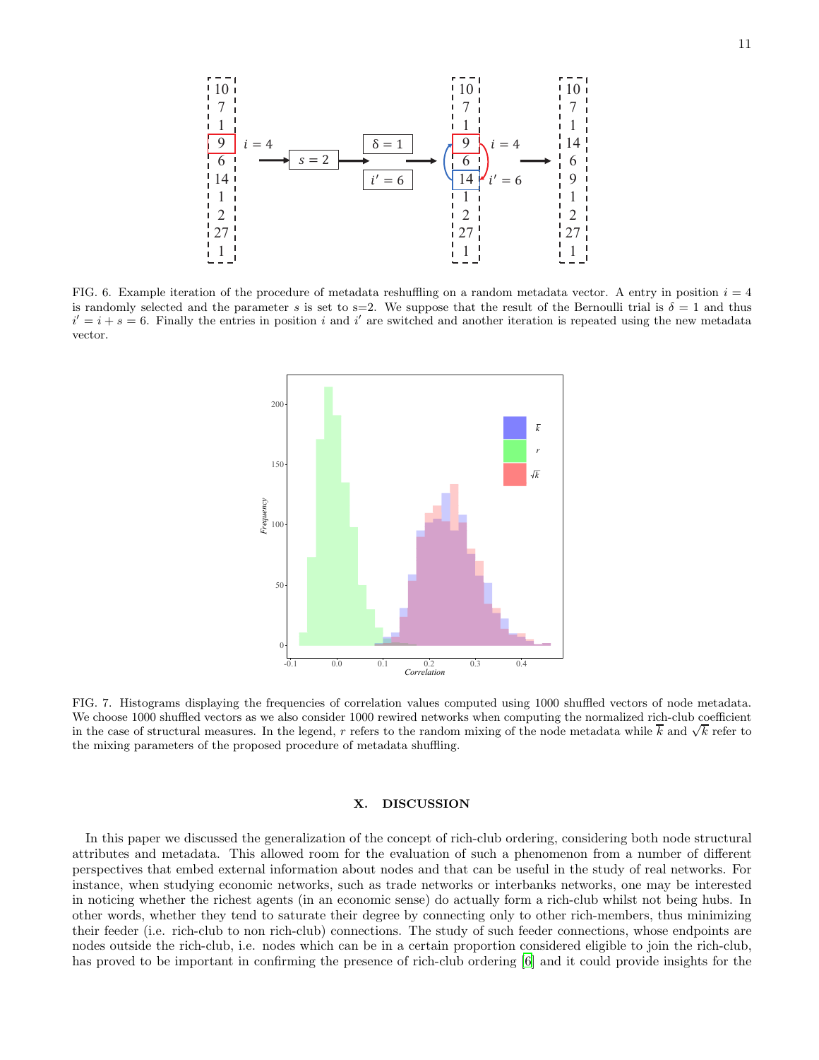FIG. 6. Example iteration of the procedure of metadata reshuffling on a random metadata vector. A entry in position $i = 4$ is randomly selected and the parameter $s$ is set to s=2. We suppose that the result of the Bernoulli trial is $\delta = 1$ and thus $i' = i + s = 6$. Finally the entries in position $i$ and $i'$ are switched and another iteration is repeated using the new metadata vector.

FIG. 7. Histograms displaying the frequencies of correlation values computed using 1000 shuffled vectors of node metadata. We choose 1000 shuffled vectors as we also consider 1000 rewired networks when computing the normalized rich-club coefficient in the case of structural measures. In the legend, $r$ refers to the random mixing of the node metadata while $\overline{k}$ and $\sqrt{k}$ refer to the mixing parameters of the proposed procedure of metadata shuffling.

## X. DISCUSSION

In this paper we discussed the generalization of the concept of rich-club ordering, considering both node structural attributes and metadata. This allowed room for the evaluation of such a phenomenon from a number of different perspectives that embed external information about nodes and that can be useful in the study of real networks. For instance, when studying economic networks, such as trade networks or interbanks networks, one may be interested in noticing whether the richest agents (in an economic sense) do actually form a rich-club whilst not being hubs. In other words, whether they tend to saturate their degree by connecting only to other rich-members, thus minimizing their feeder (i.e. rich-club to non rich-club) connections. The study of such feeder connections, whose endpoints are nodes outside the rich-club, i.e. nodes which can be in a certain proportion considered eligible to join the rich-club, has proved to be important in confirming the presence of rich-club ordering [6] and it could provide insights for the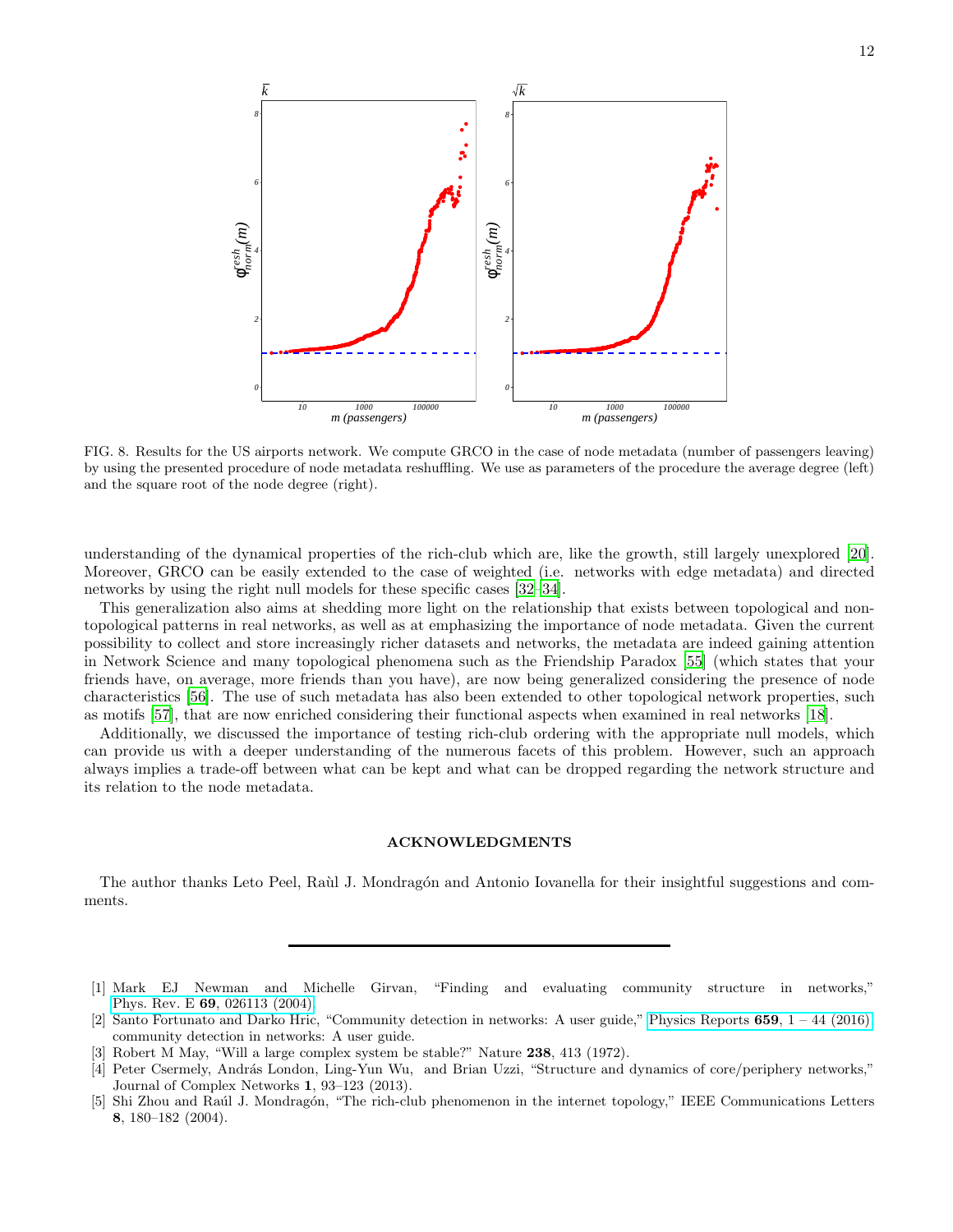FIG. 8. Results for the US airports network. We compute GRCO in the case of node metadata (number of passengers leaving) by using the presented procedure of node metadata reshuffling. We use as parameters of the procedure the average degree (left) and the square root of the node degree (right).

understanding of the dynamical properties of the rich-club which are, like the growth, still largely unexplored [20]. Moreover, GRCO can be easily extended to the case of weighted (i.e. networks with edge metadata) and directed networks by using the right null models for these specific cases [32–34].

This generalization also aims at shedding more light on the relationship that exists between topological and non-topological patterns in real networks, as well as at emphasizing the importance of node metadata. Given the current possibility to collect and store increasingly richer datasets and networks, the metadata are indeed gaining attention in Network Science and many topological phenomena such as the Friendship Paradox [55] (which states that your friends have, on average, more friends than you have), are now being generalized considering the presence of node characteristics [56]. The use of such metadata has also been extended to other topological network properties, such as motifs [57], that are now enriched considering their functional aspects when examined in real networks [18].

Additionally, we discussed the importance of testing rich-club ordering with the appropriate null models, which can provide us with a deeper understanding of the numerous facets of this problem. However, such an approach always implies a trade-off between what can be kept and what can be dropped regarding the network structure and its relation to the node metadata.

## ACKNOWLEDGMENTS

The author thanks Leto Peel, Raùl J. Mondragón and Antonio Iovanella for their insightful suggestions and comments.

---

[1] Mark EJ Newman and Michelle Girvan, "Finding and evaluating community structure in networks," Phys. Rev. E **69**, 026113 (2004).

[2] Santo Fortunato and Darko Hric, "Community detection in networks: A user guide," Physics Reports **659**, 1 – 44 (2016), community detection in networks: A user guide.

[3] Robert M May, "Will a large complex system be stable?" Nature **238**, 413 (1972).

[4] Peter Csermely, András London, Ling-Yun Wu, and Brian Uzzi, "Structure and dynamics of core/periphery networks," Journal of Complex Networks **1**, 93–123 (2013).

[5] Shi Zhou and Raúl J. Mondragón, "The rich-club phenomenon in the internet topology," IEEE Communications Letters **8**, 180–182 (2004).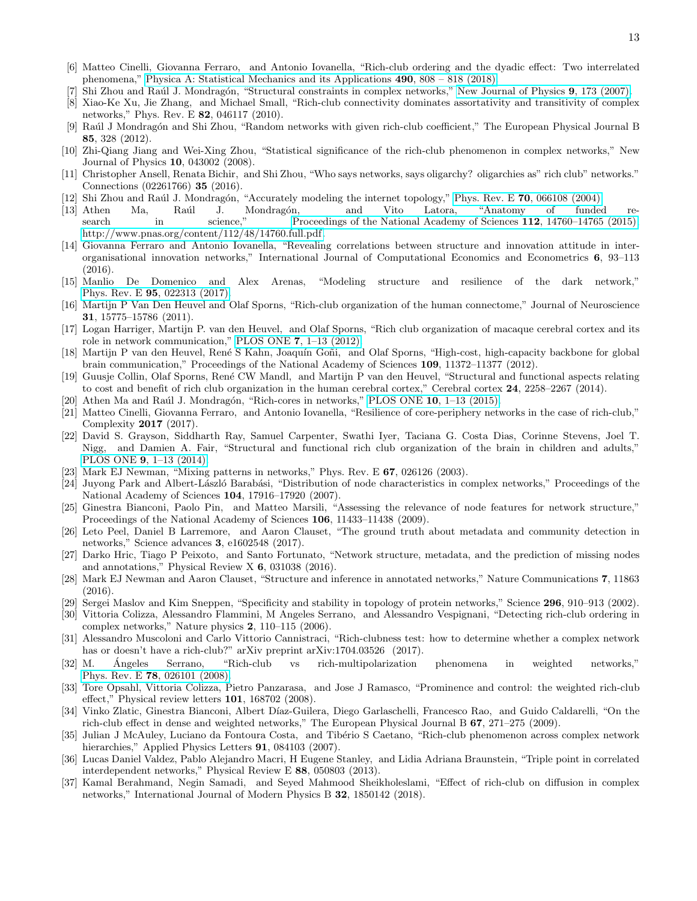[6] Matteo Cinelli, Giovanna Ferraro, and Antonio Iovanella, "Rich-club ordering and the dyadic effect: Two interrelated phenomena," Physica A: Statistical Mechanics and its Applications **490**, 808 – 818 (2018).

[7] Shi Zhou and Raúl J. Mondragón, "Structural constraints in complex networks," New Journal of Physics **9**, 173 (2007).

[8] Xiao-Ke Xu, Jie Zhang, and Michael Small, "Rich-club connectivity dominates assortativity and transitivity of complex networks," Phys. Rev. E **82**, 046117 (2010).

[9] Raúl J Mondragón and Shi Zhou, "Random networks with given rich-club coefficient," The European Physical Journal B **85**, 328 (2012).

[10] Zhi-Qiang Jiang and Wei-Xing Zhou, "Statistical significance of the rich-club phenomenon in complex networks," New Journal of Physics **10**, 043002 (2008).

[11] Christopher Ansell, Renata Bichir, and Shi Zhou, "Who says networks, says oligarchy? oligarchies as" rich club" networks." Connections (02261766) **35** (2016).

[12] Shi Zhou and Raúl J. Mondragón, "Accurately modeling the internet topology," Phys. Rev. E **70**, 066108 (2004).

[13] Athen Ma, Raúl J. Mondragón, and Vito Latora, "Anatomy of funded research in science," Proceedings of the National Academy of Sciences **112**, 14760–14765 (2015), http://www.pnas.org/content/112/48/14760.full.pdf.

[14] Giovanna Ferraro and Antonio Iovanella, "Revealing correlations between structure and innovation attitude in inter-organisational innovation networks," International Journal of Computational Economics and Econometrics **6**, 93–113 (2016).

[15] Manlio De Domenico and Alex Arenas, "Modeling structure and resilience of the dark network," Phys. Rev. E **95**, 022313 (2017).

[16] Martijn P Van Den Heuvel and Olaf Sporns, "Rich-club organization of the human connectome," Journal of Neuroscience **31**, 15775–15786 (2011).

[17] Logan Harriger, Martijn P. van den Heuvel, and Olaf Sporns, "Rich club organization of macaque cerebral cortex and its role in network communication," PLOS ONE **7**, 1–13 (2012).

[18] Martijn P van den Heuvel, René S Kahn, Joaquín Goñi, and Olaf Sporns, "High-cost, high-capacity backbone for global brain communication," Proceedings of the National Academy of Sciences **109**, 11372–11377 (2012).

[19] Guusje Collin, Olaf Sporns, René CW Mandl, and Martijn P van den Heuvel, "Structural and functional aspects relating to cost and benefit of rich club organization in the human cerebral cortex," Cerebral cortex **24**, 2258–2267 (2014).

[20] Athen Ma and Raúl J. Mondragón, "Rich-cores in networks," PLOS ONE **10**, 1–13 (2015).

[21] Matteo Cinelli, Giovanna Ferraro, and Antonio Iovanella, "Resilience of core-periphery networks in the case of rich-club," Complexity **2017** (2017).

[22] David S. Grayson, Siddharth Ray, Samuel Carpenter, Swathi Iyer, Taciana G. Costa Dias, Corinne Stevens, Joel T. Nigg, and Damien A. Fair, "Structural and functional rich club organization of the brain in children and adults," PLOS ONE **9**, 1–13 (2014).

[23] Mark EJ Newman, "Mixing patterns in networks," Phys. Rev. E **67**, 026126 (2003).

[24] Juyong Park and Albert-László Barabási, "Distribution of node characteristics in complex networks," Proceedings of the National Academy of Sciences **104**, 17916–17920 (2007).

[25] Ginestra Bianconi, Paolo Pin, and Matteo Marsili, "Assessing the relevance of node features for network structure," Proceedings of the National Academy of Sciences **106**, 11433–11438 (2009).

[26] Leto Peel, Daniel B Larremore, and Aaron Clauset, "The ground truth about metadata and community detection in networks," Science advances **3**, e1602548 (2017).

[27] Darko Hric, Tiago P Peixoto, and Santo Fortunato, "Network structure, metadata, and the prediction of missing nodes and annotations," Physical Review X **6**, 031038 (2016).

[28] Mark EJ Newman and Aaron Clauset, "Structure and inference in annotated networks," Nature Communications **7**, 11863 (2016).

[29] Sergei Maslov and Kim Sneppen, "Specificity and stability in topology of protein networks," Science **296**, 910–913 (2002).

[30] Vittoria Colizza, Alessandro Flammini, M Angeles Serrano, and Alessandro Vespignani, "Detecting rich-club ordering in complex networks," Nature physics **2**, 110–115 (2006).

[31] Alessandro Muscoloni and Carlo Vittorio Cannistraci, "Rich-clubness test: how to determine whether a complex network has or doesn't have a rich-club?" arXiv preprint arXiv:1704.03526 (2017).

[32] M. Ángeles Serrano, "Rich-club vs rich-multipolarization phenomena in weighted networks," Phys. Rev. E **78**, 026101 (2008).

[33] Tore Opsahl, Vittoria Colizza, Pietro Panzarasa, and Jose J Ramasco, "Prominence and control: the weighted rich-club effect," Physical review letters **101**, 168702 (2008).

[34] Vinko Zlatic, Ginestra Bianconi, Albert Díaz-Guilera, Diego Garlaschelli, Francesco Rao, and Guido Caldarelli, "On the rich-club effect in dense and weighted networks," The European Physical Journal B **67**, 271–275 (2009).

[35] Julian J McAuley, Luciano da Fontoura Costa, and Tibério S Caetano, "Rich-club phenomenon across complex network hierarchies," Applied Physics Letters **91**, 084103 (2007).

[36] Lucas Daniel Valdez, Pablo Alejandro Macri, H Eugene Stanley, and Lidia Adriana Braunstein, "Triple point in correlated interdependent networks," Physical Review E **88**, 050803 (2013).

[37] Kamal Berahmand, Negin Samadi, and Seyed Mahmood Sheikholeslami, "Effect of rich-club on diffusion in complex networks," International Journal of Modern Physics B **32**, 1850142 (2018).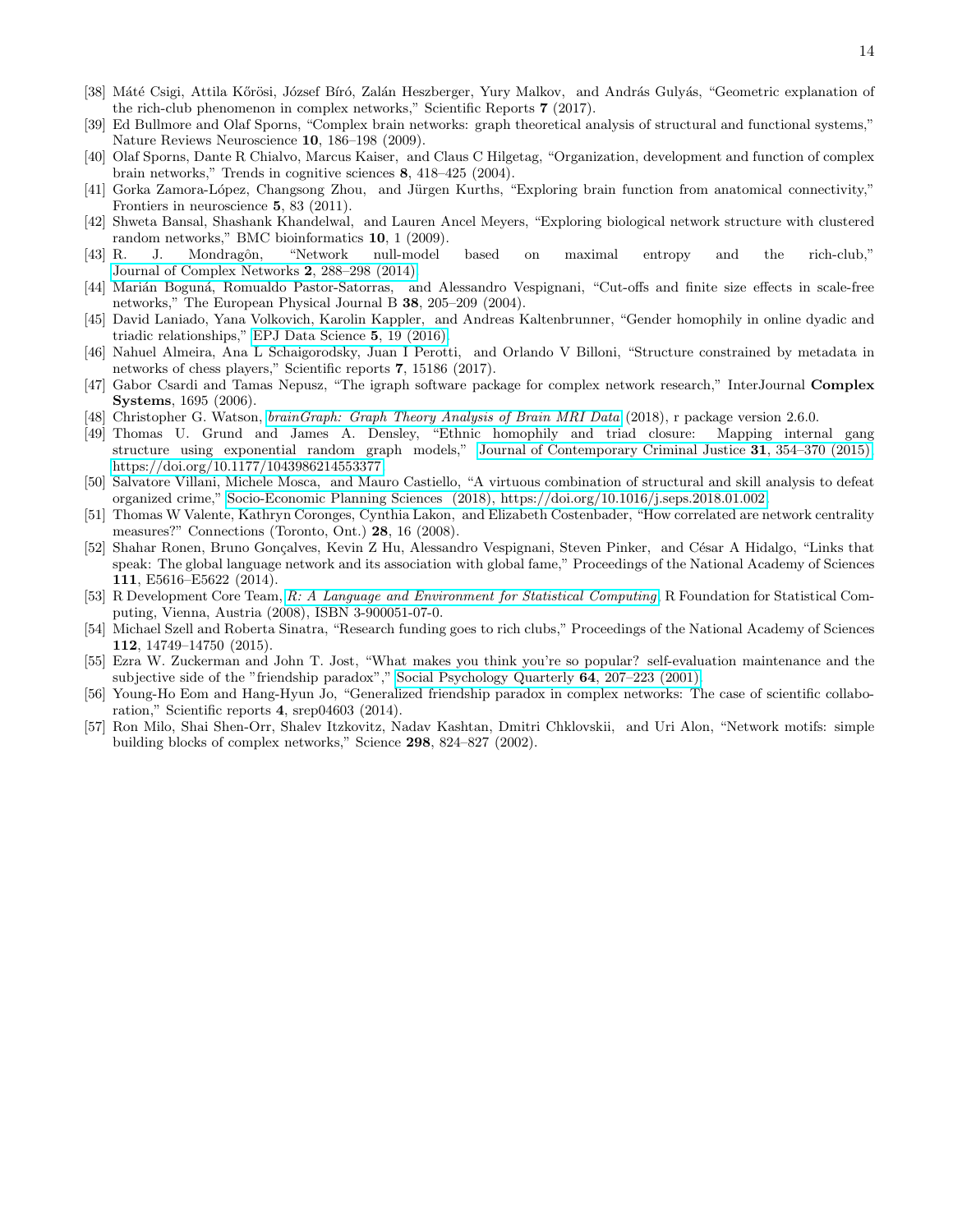[38] Máté Csigi, Attila Kőrösi, József Bíró, Zalán Heszberger, Yury Malkov, and András Gulyás, "Geometric explanation of the rich-club phenomenon in complex networks," Scientific Reports **7** (2017).

[39] Ed Bullmore and Olaf Sporns, "Complex brain networks: graph theoretical analysis of structural and functional systems," Nature Reviews Neuroscience **10**, 186–198 (2009).

[40] Olaf Sporns, Dante R Chialvo, Marcus Kaiser, and Claus C Hilgetag, "Organization, development and function of complex brain networks," Trends in cognitive sciences **8**, 418–425 (2004).

[41] Gorka Zamora-López, Changsong Zhou, and Jürgen Kurths, "Exploring brain function from anatomical connectivity," Frontiers in neuroscience **5**, 83 (2011).

[42] Shweta Bansal, Shashank Khandelwal, and Lauren Ancel Meyers, "Exploring biological network structure with clustered random networks," BMC bioinformatics **10**, 1 (2009).

[43] R. J. Mondragôn, "Network null-model based on maximal entropy and the rich-club," Journal of Complex Networks **2**, 288–298 (2014).

[44] Marián Boguná, Romualdo Pastor-Satorras, and Alessandro Vespignani, "Cut-offs and finite size effects in scale-free networks," The European Physical Journal B **38**, 205–209 (2004).

[45] David Laniado, Yana Volkovich, Karolin Kappler, and Andreas Kaltenbrunner, "Gender homophily in online dyadic and triadic relationships," EPJ Data Science **5**, 19 (2016).

[46] Nahuel Almeira, Ana L Schaigorodsky, Juan I Perotti, and Orlando V Billoni, "Structure constrained by metadata in networks of chess players," Scientific reports **7**, 15186 (2017).

[47] Gabor Csardi and Tamas Nepusz, "The igraph software package for complex network research," InterJournal **Complex Systems**, 1695 (2006).

[48] Christopher G. Watson, *brainGraph: Graph Theory Analysis of Brain MRI Data* (2018), r package version 2.6.0.

[49] Thomas U. Grund and James A. Densley, "Ethnic homophily and triad closure: Mapping internal gang structure using exponential random graph models," Journal of Contemporary Criminal Justice **31**, 354–370 (2015), https://doi.org/10.1177/1043986214553377.

[50] Salvatore Villani, Michele Mosca, and Mauro Castiello, "A virtuous combination of structural and skill analysis to defeat organized crime," Socio-Economic Planning Sciences (2018), https://doi.org/10.1016/j.seps.2018.01.002.

[51] Thomas W Valente, Kathryn Coronges, Cynthia Lakon, and Elizabeth Costenbader, "How correlated are network centrality measures?" Connections (Toronto, Ont.) **28**, 16 (2008).

[52] Shahar Ronen, Bruno Gonçalves, Kevin Z Hu, Alessandro Vespignani, Steven Pinker, and César A Hidalgo, "Links that speak: The global language network and its association with global fame," Proceedings of the National Academy of Sciences **111**, E5616–E5622 (2014).

[53] R Development Core Team, *R: A Language and Environment for Statistical Computing*, R Foundation for Statistical Computing, Vienna, Austria (2008), ISBN 3-900051-07-0.

[54] Michael Szell and Roberta Sinatra, "Research funding goes to rich clubs," Proceedings of the National Academy of Sciences **112**, 14749–14750 (2015).

[55] Ezra W. Zuckerman and John T. Jost, "What makes you think you're so popular? self-evaluation maintenance and the subjective side of the "friendship paradox"," Social Psychology Quarterly **64**, 207–223 (2001).

[56] Young-Ho Eom and Hang-Hyun Jo, "Generalized friendship paradox in complex networks: The case of scientific collaboration," Scientific reports **4**, srep04603 (2014).

[57] Ron Milo, Shai Shen-Orr, Shalev Itzkovitz, Nadav Kashtan, Dmitri Chklovskii, and Uri Alon, "Network motifs: simple building blocks of complex networks," Science **298**, 824–827 (2002).